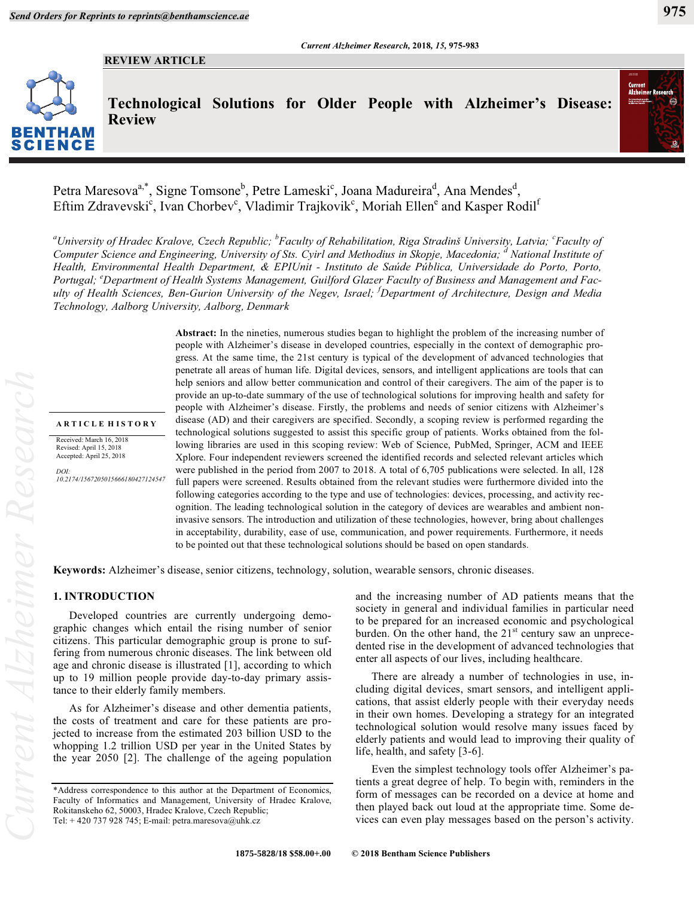REVIEW ARTICLE

# Technological Solutions for Older People with Alzheimer's Disease: Review

Petra Maresova[a,*], Signe Tomsone[b], Petre Lameski[c], Joana Madureira[d], Ana Mendes[d], Eftim Zdravevski[c], Ivan Chorbev[c], Vladimir Trajkovik[c], Moriah Ellen[e] and Kasper Rodil[f]

*[a]University of Hradec Kralove, Czech Republic; [b]Faculty of Rehabilitation, Riga Stradinš University, Latvia; [c]Faculty of Computer Science and Engineering, University of Sts. Cyirl and Methodius in Skopje, Macedonia; [d] National Institute of Health, Environmental Health Department, & EPIUnit - Instituto de Saúde Pública, Universidade do Porto, Porto, Portugal; [e]Department of Health Systems Management, Guilford Glazer Faculty of Business and Management and Faculty of Health Sciences, Ben-Gurion University of the Negev, Israel; [f]Department of Architecture, Design and Media Technology, Aalborg University, Aalborg, Denmark*

**ARTICLE HISTORY**

Received: March 16, 2018
Revised: April 15, 2018
Accepted: April 25, 2018

*DOI:*
*10.2174/1567205015666180427124547*

**Abstract:** In the nineties, numerous studies began to highlight the problem of the increasing number of people with Alzheimer's disease in developed countries, especially in the context of demographic progress. At the same time, the 21st century is typical of the development of advanced technologies that penetrate all areas of human life. Digital devices, sensors, and intelligent applications are tools that can help seniors and allow better communication and control of their caregivers. The aim of the paper is to provide an up-to-date summary of the use of technological solutions for improving health and safety for people with Alzheimer's disease. Firstly, the problems and needs of senior citizens with Alzheimer's disease (AD) and their caregivers are specified. Secondly, a scoping review is performed regarding the technological solutions suggested to assist this specific group of patients. Works obtained from the following libraries are used in this scoping review: Web of Science, PubMed, Springer, ACM and IEEE Xplore. Four independent reviewers screened the identified records and selected relevant articles which were published in the period from 2007 to 2018. A total of 6,705 publications were selected. In all, 128 full papers were screened. Results obtained from the relevant studies were furthermore divided into the following categories according to the type and use of technologies: devices, processing, and activity recognition. The leading technological solution in the category of devices are wearables and ambient non-invasive sensors. The introduction and utilization of these technologies, however, bring about challenges in acceptability, durability, ease of use, communication, and power requirements. Furthermore, it needs to be pointed out that these technological solutions should be based on open standards.

**Keywords:** Alzheimer's disease, senior citizens, technology, solution, wearable sensors, chronic diseases.

## 1. INTRODUCTION

Developed countries are currently undergoing demographic changes which entail the rising number of senior citizens. This particular demographic group is prone to suffering from numerous chronic diseases. The link between old age and chronic disease is illustrated [1], according to which up to 19 million people provide day-to-day primary assistance to their elderly family members.

As for Alzheimer's disease and other dementia patients, the costs of treatment and care for these patients are projected to increase from the estimated 203 billion USD to the whopping 1.2 trillion USD per year in the United States by the year 2050 [2]. The challenge of the ageing population and the increasing number of AD patients means that the society in general and individual families in particular need to be prepared for an increased economic and psychological burden. On the other hand, the 21[st] century saw an unprecedented rise in the development of advanced technologies that enter all aspects of our lives, including healthcare.

There are already a number of technologies in use, including digital devices, smart sensors, and intelligent applications, that assist elderly people with their everyday needs in their own homes. Developing a strategy for an integrated technological solution would resolve many issues faced by elderly patients and would lead to improving their quality of life, health, and safety [3-6].

Even the simplest technology tools offer Alzheimer's patients a great degree of help. To begin with, reminders in the form of messages can be recorded on a device at home and then played back out loud at the appropriate time. Some devices can even play messages based on the person's activity.

*Address correspondence to this author at the Department of Economics, Faculty of Informatics and Management, University of Hradec Kralove, Rokitanskeho 62, 50003, Hradec Kralove, Czech Republic; Tel: + 420 737 928 745; E-mail: petra.maresova@uhk.cz

1875-5828/18 $58.00+.00 © 2018 Bentham Science Publishers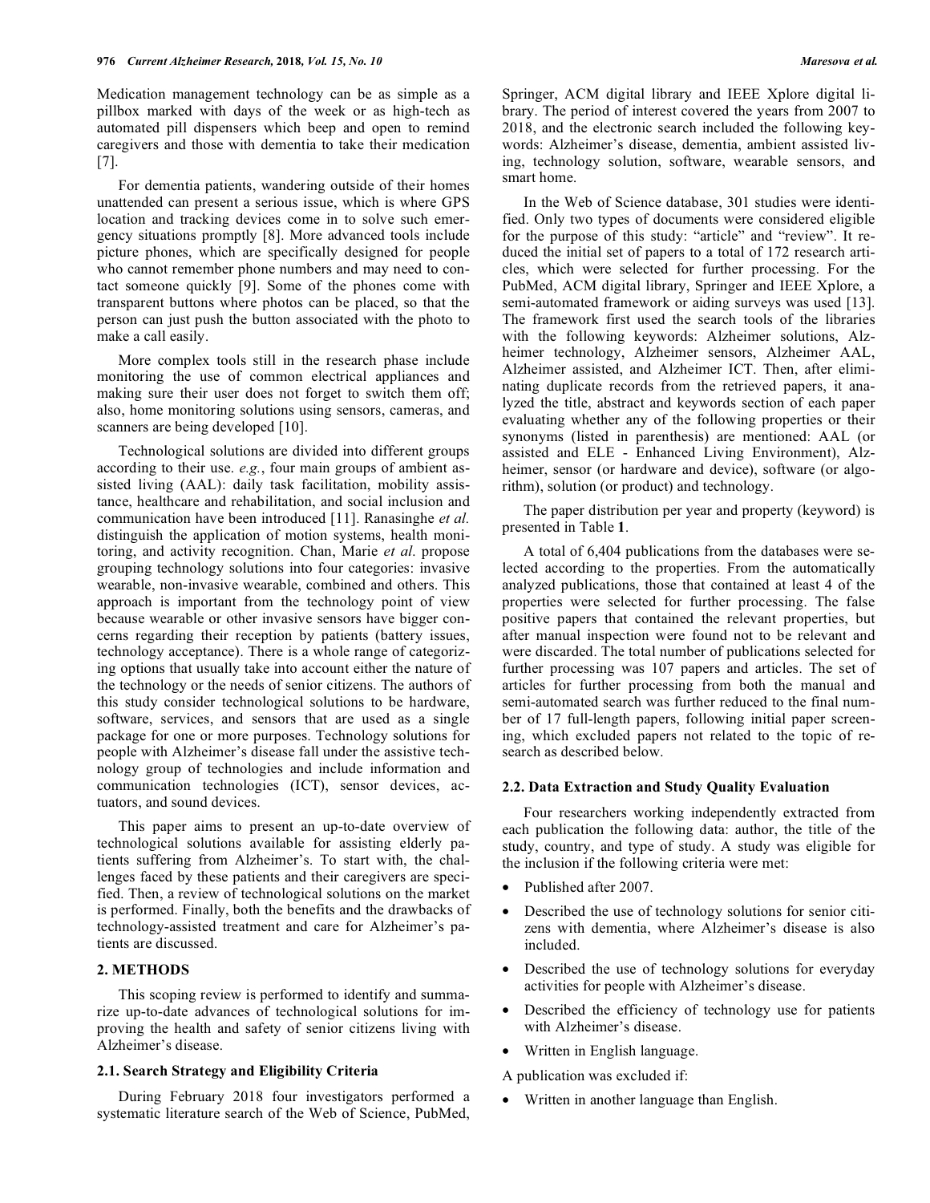Medication management technology can be as simple as a pillbox marked with days of the week or as high-tech as automated pill dispensers which beep and open to remind caregivers and those with dementia to take their medication [7].

For dementia patients, wandering outside of their homes unattended can present a serious issue, which is where GPS location and tracking devices come in to solve such emergency situations promptly [8]. More advanced tools include picture phones, which are specifically designed for people who cannot remember phone numbers and may need to contact someone quickly [9]. Some of the phones come with transparent buttons where photos can be placed, so that the person can just push the button associated with the photo to make a call easily.

More complex tools still in the research phase include monitoring the use of common electrical appliances and making sure their user does not forget to switch them off; also, home monitoring solutions using sensors, cameras, and scanners are being developed [10].

Technological solutions are divided into different groups according to their use. *e.g.*, four main groups of ambient assisted living (AAL): daily task facilitation, mobility assistance, healthcare and rehabilitation, and social inclusion and communication have been introduced [11]. Ranasinghe *et al.* distinguish the application of motion systems, health monitoring, and activity recognition. Chan, Marie *et al*. propose grouping technology solutions into four categories: invasive wearable, non-invasive wearable, combined and others. This approach is important from the technology point of view because wearable or other invasive sensors have bigger concerns regarding their reception by patients (battery issues, technology acceptance). There is a whole range of categorizing options that usually take into account either the nature of the technology or the needs of senior citizens. The authors of this study consider technological solutions to be hardware, software, services, and sensors that are used as a single package for one or more purposes. Technology solutions for people with Alzheimer's disease fall under the assistive technology group of technologies and include information and communication technologies (ICT), sensor devices, actuators, and sound devices.

This paper aims to present an up-to-date overview of technological solutions available for assisting elderly patients suffering from Alzheimer's. To start with, the challenges faced by these patients and their caregivers are specified. Then, a review of technological solutions on the market is performed. Finally, both the benefits and the drawbacks of technology-assisted treatment and care for Alzheimer's patients are discussed.

## 2. METHODS

This scoping review is performed to identify and summarize up-to-date advances of technological solutions for improving the health and safety of senior citizens living with Alzheimer's disease.

### 2.1. Search Strategy and Eligibility Criteria

During February 2018 four investigators performed a systematic literature search of the Web of Science, PubMed, Springer, ACM digital library and IEEE Xplore digital library. The period of interest covered the years from 2007 to 2018, and the electronic search included the following keywords: Alzheimer's disease, dementia, ambient assisted living, technology solution, software, wearable sensors, and smart home.

In the Web of Science database, 301 studies were identified. Only two types of documents were considered eligible for the purpose of this study: "article" and "review". It reduced the initial set of papers to a total of 172 research articles, which were selected for further processing. For the PubMed, ACM digital library, Springer and IEEE Xplore, a semi-automated framework or aiding surveys was used [13]. The framework first used the search tools of the libraries with the following keywords: Alzheimer solutions, Alzheimer technology, Alzheimer sensors, Alzheimer AAL, Alzheimer assisted, and Alzheimer ICT. Then, after eliminating duplicate records from the retrieved papers, it analyzed the title, abstract and keywords section of each paper evaluating whether any of the following properties or their synonyms (listed in parenthesis) are mentioned: AAL (or assisted and ELE - Enhanced Living Environment), Alzheimer, sensor (or hardware and device), software (or algorithm), solution (or product) and technology.

The paper distribution per year and property (keyword) is presented in Table **1**.

A total of 6,404 publications from the databases were selected according to the properties. From the automatically analyzed publications, those that contained at least 4 of the properties were selected for further processing. The false positive papers that contained the relevant properties, but after manual inspection were found not to be relevant and were discarded. The total number of publications selected for further processing was 107 papers and articles. The set of articles for further processing from both the manual and semi-automated search was further reduced to the final number of 17 full-length papers, following initial paper screening, which excluded papers not related to the topic of research as described below.

### 2.2. Data Extraction and Study Quality Evaluation

Four researchers working independently extracted from each publication the following data: author, the title of the study, country, and type of study. A study was eligible for the inclusion if the following criteria were met:

- Published after 2007.
- Described the use of technology solutions for senior citizens with dementia, where Alzheimer's disease is also included.
- Described the use of technology solutions for everyday activities for people with Alzheimer's disease.
- Described the efficiency of technology use for patients with Alzheimer's disease.
- Written in English language.

A publication was excluded if:

- Written in another language than English.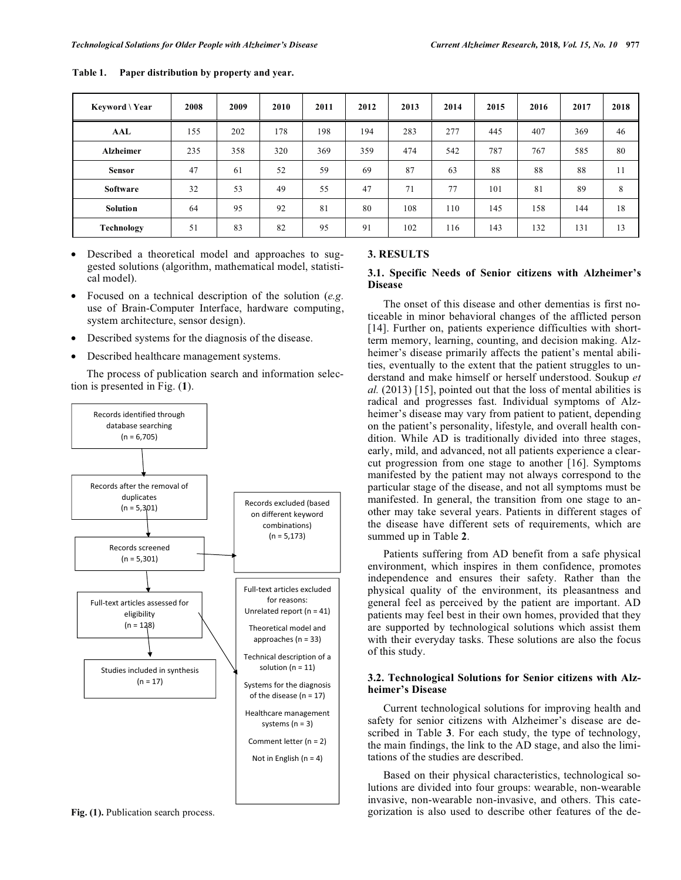**Table 1. Paper distribution by property and year.**

| Keyword \ Year | 2008 | 2009 | 2010 | 2011 | 2012 | 2013 | 2014 | 2015 | 2016 | 2017 | 2018 |
|---|---|---|---|---|---|---|---|---|---|---|---|
| **AAL** | 155 | 202 | 178 | 198 | 194 | 283 | 277 | 445 | 407 | 369 | 46 |
| **Alzheimer** | 235 | 358 | 320 | 369 | 359 | 474 | 542 | 787 | 767 | 585 | 80 |
| **Sensor** | 47 | 61 | 52 | 59 | 69 | 87 | 63 | 88 | 88 | 88 | 11 |
| **Software** | 32 | 53 | 49 | 55 | 47 | 71 | 77 | 101 | 81 | 89 | 8 |
| **Solution** | 64 | 95 | 92 | 81 | 80 | 108 | 110 | 145 | 158 | 144 | 18 |
| **Technology** | 51 | 83 | 82 | 95 | 91 | 102 | 116 | 143 | 132 | 131 | 13 |

- Described a theoretical model and approaches to suggested solutions (algorithm, mathematical model, statistical model).
- Focused on a technical description of the solution (*e.g.* use of Brain-Computer Interface, hardware computing, system architecture, sensor design).
- Described systems for the diagnosis of the disease.
- Described healthcare management systems.

The process of publication search and information selection is presented in Fig. (**1**).

Records identified through database searching (n = 6,705)

Records after the removal of duplicates (n = 5,301)

Records screened (n = 5,301)

Records excluded (based on different keyword combinations) (n = 5,173)

Full-text articles assessed for eligibility (n = 128)

Full-text articles excluded for reasons:
Unrelated report (n = 41)
Theoretical model and approaches (n = 33)
Technical description of a solution (n = 11)
Systems for the diagnosis of the disease (n = 17)
Healthcare management systems (n = 3)
Comment letter (n = 2)
Not in English (n = 4)

Studies included in synthesis (n = 17)

**Fig. (1).** Publication search process.

## 3. RESULTS

### 3.1. Specific Needs of Senior citizens with Alzheimer's Disease

The onset of this disease and other dementias is first noticeable in minor behavioral changes of the afflicted person [14]. Further on, patients experience difficulties with short-term memory, learning, counting, and decision making. Alzheimer's disease primarily affects the patient's mental abilities, eventually to the extent that the patient struggles to understand and make himself or herself understood. Soukup *et al.* (2013) [15], pointed out that the loss of mental abilities is radical and progresses fast. Individual symptoms of Alzheimer's disease may vary from patient to patient, depending on the patient's personality, lifestyle, and overall health condition. While AD is traditionally divided into three stages, early, mild, and advanced, not all patients experience a clear-cut progression from one stage to another [16]. Symptoms manifested by the patient may not always correspond to the particular stage of the disease, and not all symptoms must be manifested. In general, the transition from one stage to another may take several years. Patients in different stages of the disease have different sets of requirements, which are summed up in Table **2**.

Patients suffering from AD benefit from a safe physical environment, which inspires in them confidence, promotes independence and ensures their safety. Rather than the physical quality of the environment, its pleasantness and general feel as perceived by the patient are important. AD patients may feel best in their own homes, provided that they are supported by technological solutions which assist them with their everyday tasks. These solutions are also the focus of this study.

### 3.2. Technological Solutions for Senior citizens with Alzheimer's Disease

Current technological solutions for improving health and safety for senior citizens with Alzheimer's disease are described in Table **3**. For each study, the type of technology, the main findings, the link to the AD stage, and also the limitations of the studies are described.

Based on their physical characteristics, technological solutions are divided into four groups: wearable, non-wearable invasive, non-wearable non-invasive, and others. This categorization is also used to describe other features of the de-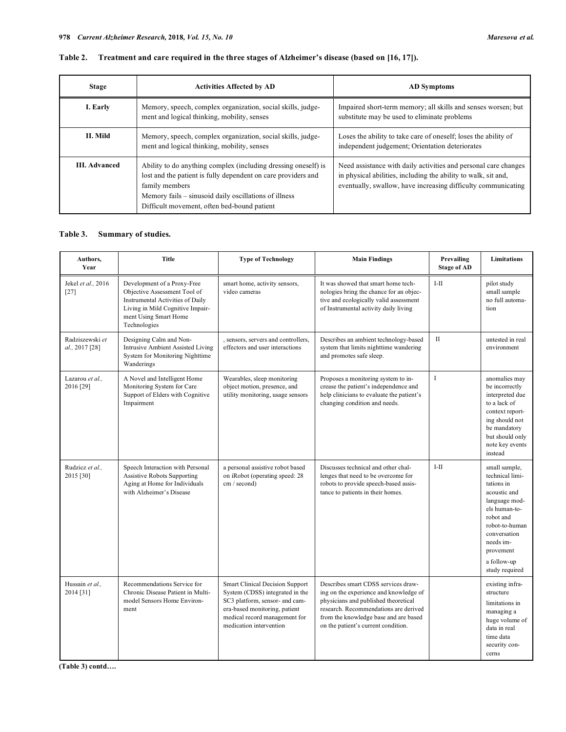**Table 2. Treatment and care required in the three stages of Alzheimer's disease (based on [16, 17]).**

| Stage | Activities Affected by AD | AD Symptoms |
|---|---|---|
| I. Early | Memory, speech, complex organization, social skills, judgement and logical thinking, mobility, senses | Impaired short-term memory; all skills and senses worsen; but substitute may be used to eliminate problems |
| II. Mild | Memory, speech, complex organization, social skills, judgement and logical thinking, mobility, senses | Loses the ability to take care of oneself; loses the ability of independent judgement; Orientation deteriorates |
| III. Advanced | Ability to do anything complex (including dressing oneself) is lost and the patient is fully dependent on care providers and family members<br>Memory fails – sinusoid daily oscillations of illness<br>Difficult movement, often bed-bound patient | Need assistance with daily activities and personal care changes in physical abilities, including the ability to walk, sit and, eventually, swallow, have increasing difficulty communicating |

**Table 3. Summary of studies.**

| Authors, Year | Title | Type of Technology | Main Findings | Prevailing Stage of AD | Limitations |
|---|---|---|---|---|---|
| Jekel *et al.,* 2016 [27] | Development of a Proxy-Free Objective Assessment Tool of Instrumental Activities of Daily Living in Mild Cognitive Impairment Using Smart Home Technologies | smart home, activity sensors, video cameras | It was showed that smart home technologies bring the chance for an objective and ecologically valid assessment of Instrumental activity daily living | I-II | pilot study small sample no full automation |
| Radziszewski *et al.,* 2017 [28] | Designing Calm and Non-Intrusive Ambient Assisted Living System for Monitoring Nighttime Wanderings | , sensors, servers and controllers, effectors and user interactions | Describes an ambient technology-based system that limits nighttime wandering and promotes safe sleep. | II | untested in real environment |
| Lazarou *et al.,* 2016 [29] | A Novel and Intelligent Home Monitoring System for Care Support of Elders with Cognitive Impairment | Wearables, sleep monitoring object motion, presence, and utility monitoring, usage sensors | Proposes a monitoring system to increase the patient's independence and help clinicians to evaluate the patient's changing condition and needs. | I | anomalies may be incorrectly interpreted due to a lack of context reporting should not be mandatory but should only note key events instead |
| Rudzicz *et al.,* 2015 [30] | Speech Interaction with Personal Assistive Robots Supporting Aging at Home for Individuals with Alzheimer's Disease | a personal assistive robot based on iRobot (operating speed: 28 cm / second) | Discusses technical and other challenges that need to be overcome for robots to provide speech-based assistance to patients in their homes. | I-II | small sample, technical limitations in acoustic and language models human-to-robot and robot-to-human conversation needs improvement<br>a follow-up study required |
| Hussain *et al.,* 2014 [31] | Recommendations Service for Chronic Disease Patient in Multimodel Sensors Home Environment | Smart Clinical Decision Support System (CDSS) integrated in the SC3 platform, sensor- and camera-based monitoring, patient medical record management for medication intervention | Describes smart CDSS services drawing on the experience and knowledge of physicians and published theoretical research. Recommendations are derived from the knowledge base and are based on the patient's current condition. | | existing infrastructure limitations in managing a huge volume of data in real time data security concerns |

**(Table 3) contd….**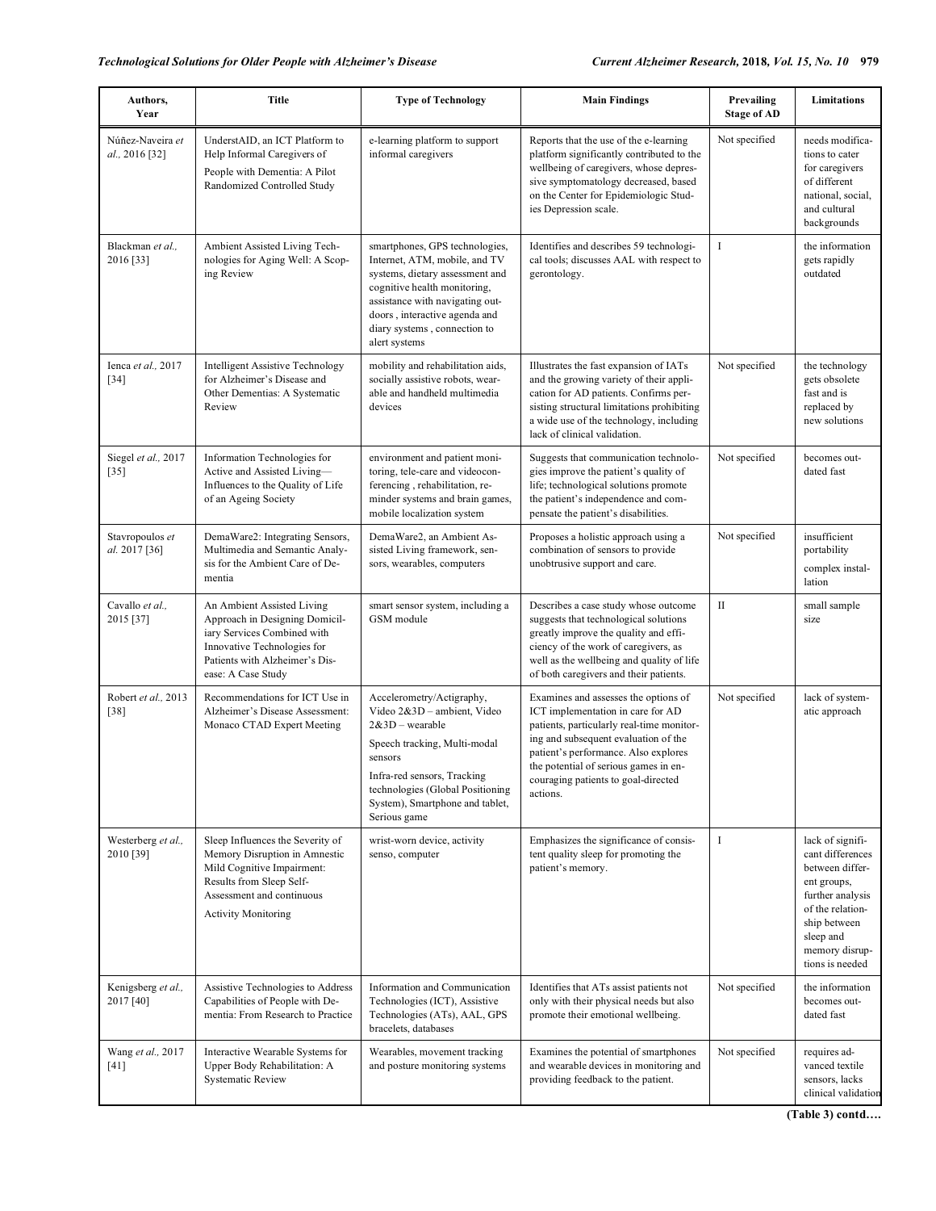| Authors, Year | Title | Type of Technology | Main Findings | Prevailing Stage of AD | Limitations |
|---|---|---|---|---|---|
| Núñez-Naveira *et al.,* 2016 [32] | UnderstAID, an ICT Platform to Help Informal Caregivers of People with Dementia: A Pilot Randomized Controlled Study | e-learning platform to support informal caregivers | Reports that the use of the e-learning platform significantly contributed to the wellbeing of caregivers, whose depressive symptomatology decreased, based on the Center for Epidemiologic Studies Depression scale. | Not specified | needs modifications to cater for caregivers of different national, social, and cultural backgrounds |
| Blackman *et al.,* 2016 [33] | Ambient Assisted Living Technologies for Aging Well: A Scoping Review | smartphones, GPS technologies, Internet, ATM, mobile, and TV systems, dietary assessment and cognitive health monitoring, assistance with navigating outdoors , interactive agenda and diary systems , connection to alert systems | Identifies and describes 59 technological tools; discusses AAL with respect to gerontology. | I | the information gets rapidly outdated |
| Ienca *et al.,* 2017 [34] | Intelligent Assistive Technology for Alzheimer's Disease and Other Dementias: A Systematic Review | mobility and rehabilitation aids, socially assistive robots, wearable and handheld multimedia devices | Illustrates the fast expansion of IATs and the growing variety of their application for AD patients. Confirms persisting structural limitations prohibiting a wide use of the technology, including lack of clinical validation. | Not specified | the technology gets obsolete fast and is replaced by new solutions |
| Siegel *et al.,* 2017 [35] | Information Technologies for Active and Assisted Living—Influences to the Quality of Life of an Ageing Society | environment and patient monitoring, tele-care and videoconferencing , rehabilitation, reminder systems and brain games, mobile localization system | Suggests that communication technologies improve the patient's quality of life; technological solutions promote the patient's independence and compensate the patient's disabilities. | Not specified | becomes outdated fast |
| Stavropoulos *et al.* 2017 [36] | DemaWare2: Integrating Sensors, Multimedia and Semantic Analysis for the Ambient Care of Dementia | DemaWare2, an Ambient Assisted Living framework, sensors, wearables, computers | Proposes a holistic approach using a combination of sensors to provide unobtrusive support and care. | Not specified | insufficient portability<br>complex installation |
| Cavallo *et al.,* 2015 [37] | An Ambient Assisted Living Approach in Designing Domiciliary Services Combined with Innovative Technologies for Patients with Alzheimer's Disease: A Case Study | smart sensor system, including a GSM module | Describes a case study whose outcome suggests that technological solutions greatly improve the quality and efficiency of the work of caregivers, as well as the wellbeing and quality of life of both caregivers and their patients. | II | small sample size |
| Robert *et al.,* 2013 [38] | Recommendations for ICT Use in Alzheimer's Disease Assessment: Monaco CTAD Expert Meeting | Accelerometry/Actigraphy, Video 2&3D – ambient, Video 2&3D – wearable<br>Speech tracking, Multi-modal sensors<br>Infra-red sensors, Tracking technologies (Global Positioning System), Smartphone and tablet, Serious game | Examines and assesses the options of ICT implementation in care for AD patients, particularly real-time monitoring and subsequent evaluation of the patient's performance. Also explores the potential of serious games in encouraging patients to goal-directed actions. | Not specified | lack of systematic approach |
| Westerberg *et al.,* 2010 [39] | Sleep Influences the Severity of Memory Disruption in Amnestic Mild Cognitive Impairment: Results from Sleep Self-Assessment and continuous Activity Monitoring | wrist-worn device, activity senso, computer | Emphasizes the significance of consistent quality sleep for promoting the patient's memory. | I | lack of significant differences between different groups, further analysis of the relationship between sleep and memory disruptions is needed |
| Kenigsberg *et al.,* 2017 [40] | Assistive Technologies to Address Capabilities of People with Dementia: From Research to Practice | Information and Communication Technologies (ICT), Assistive Technologies (ATs), AAL, GPS bracelets, databases | Identifies that ATs assist patients not only with their physical needs but also promote their emotional wellbeing. | Not specified | the information becomes outdated fast |
| Wang *et al.,* 2017 [41] | Interactive Wearable Systems for Upper Body Rehabilitation: A Systematic Review | Wearables, movement tracking and posture monitoring systems | Examines the potential of smartphones and wearable devices in monitoring and providing feedback to the patient. | Not specified | requires advanced textile sensors, lacks clinical validation |

**(Table 3) contd….**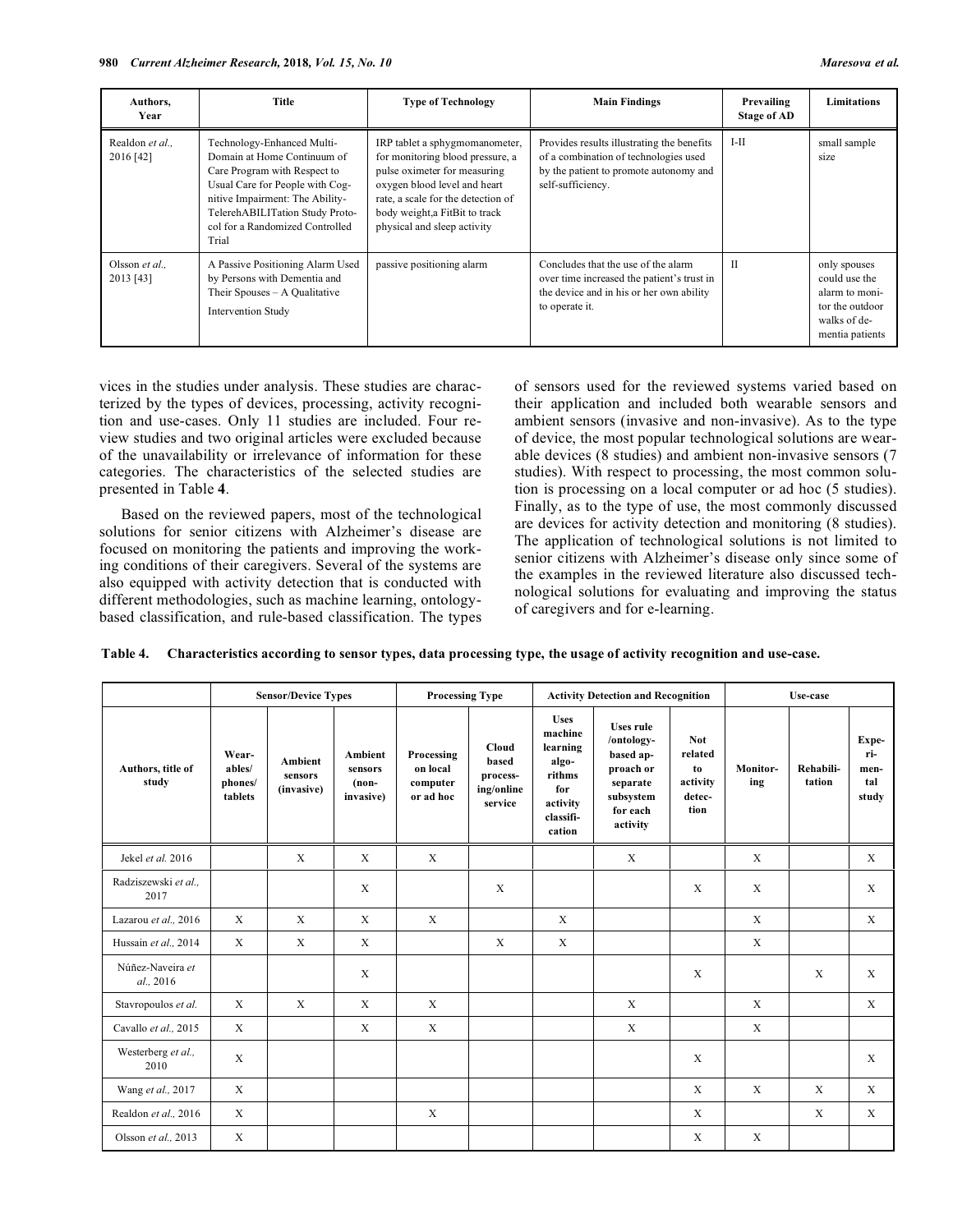| Authors, Year | Title | Type of Technology | Main Findings | Prevailing Stage of AD | Limitations |
|---|---|---|---|---|---|
| Realdon *et al.*, 2016 [42] | Technology-Enhanced Multi-Domain at Home Continuum of Care Program with Respect to Usual Care for People with Cognitive Impairment: The Ability-TelerehABILITation Study Protocol for a Randomized Controlled Trial | IRP tablet a sphygmomanometer, for monitoring blood pressure, a pulse oximeter for measuring oxygen blood level and heart rate, a scale for the detection of body weight,a FitBit to track physical and sleep activity | Provides results illustrating the benefits of a combination of technologies used by the patient to promote autonomy and self-sufficiency. | I-II | small sample size |
| Olsson *et al.*, 2013 [43] | A Passive Positioning Alarm Used by Persons with Dementia and Their Spouses – A Qualitative Intervention Study | passive positioning alarm | Concludes that the use of the alarm over time increased the patient's trust in the device and in his or her own ability to operate it. | II | only spouses could use the alarm to monitor the outdoor walks of dementia patients |

vices in the studies under analysis. These studies are characterized by the types of devices, processing, activity recognition and use-cases. Only 11 studies are included. Four review studies and two original articles were excluded because of the unavailability or irrelevance of information for these categories. The characteristics of the selected studies are presented in Table **4**.

Based on the reviewed papers, most of the technological solutions for senior citizens with Alzheimer's disease are focused on monitoring the patients and improving the working conditions of their caregivers. Several of the systems are also equipped with activity detection that is conducted with different methodologies, such as machine learning, ontology-based classification, and rule-based classification. The types of sensors used for the reviewed systems varied based on their application and included both wearable sensors and ambient sensors (invasive and non-invasive). As to the type of device, the most popular technological solutions are wearable devices (8 studies) and ambient non-invasive sensors (7 studies). With respect to processing, the most common solution is processing on a local computer or ad hoc (5 studies). Finally, as to the type of use, the most commonly discussed are devices for activity detection and monitoring (8 studies). The application of technological solutions is not limited to senior citizens with Alzheimer's disease only since some of the examples in the reviewed literature also discussed technological solutions for evaluating and improving the status of caregivers and for e-learning.

**Table 4. Characteristics according to sensor types, data processing type, the usage of activity recognition and use-case.**

| | Sensor/Device Types | | | Processing Type | | Activity Detection and Recognition | | | Use-case | | |
|---|---|---|---|---|---|---|---|---|---|---|---|
| Authors, title of study | Wearables/ phones/ tablets | Ambient sensors (invasive) | Ambient sensors (non-invasive) | Processing on local computer or ad hoc | Cloud based processing/online service | Uses machine learning algorithms for activity classification | Uses rule /ontology-based approach or separate subsystem for each activity | Not related to activity detection | Monitoring | Rehabilitation | Experimental study |
| Jekel *et al.* 2016 | | X | X | X | | | X | | X | | X |
| Radziszewski *et al.*, 2017 | | | X | | X | | | X | X | | X |
| Lazarou *et al.*, 2016 | X | X | X | X | | X | | | X | | X |
| Hussain *et al.*, 2014 | X | X | X | | X | X | | | X | | |
| Núñez-Naveira *et al.*, 2016 | | | X | | | | | X | | X | X |
| Stavropoulos *et al.* | X | X | X | X | | | X | | X | | X |
| Cavallo *et al.*, 2015 | X | | X | X | | | X | | X | | |
| Westerberg *et al.*, 2010 | X | | | | | | | X | | | X |
| Wang *et al.*, 2017 | X | | | | | | | X | X | X | X |
| Realdon *et al.*, 2016 | X | | | X | | | | X | | X | X |
| Olsson *et al.*, 2013 | X | | | | | | | X | X | | |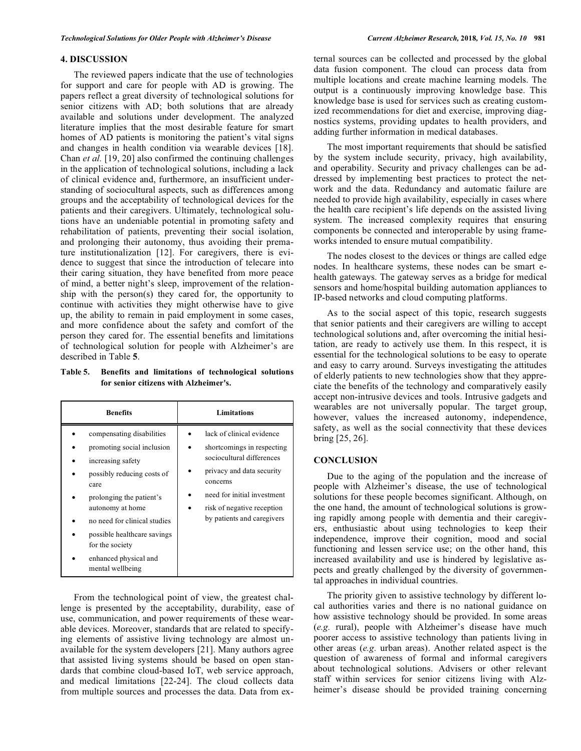## 4. DISCUSSION

The reviewed papers indicate that the use of technologies for support and care for people with AD is growing. The papers reflect a great diversity of technological solutions for senior citizens with AD; both solutions that are already available and solutions under development. The analyzed literature implies that the most desirable feature for smart homes of AD patients is monitoring the patient's vital signs and changes in health condition via wearable devices [18]. Chan *et al.* [19, 20] also confirmed the continuing challenges in the application of technological solutions, including a lack of clinical evidence and, furthermore, an insufficient understanding of sociocultural aspects, such as differences among groups and the acceptability of technological devices for the patients and their caregivers. Ultimately, technological solutions have an undeniable potential in promoting safety and rehabilitation of patients, preventing their social isolation, and prolonging their autonomy, thus avoiding their premature institutionalization [12]. For caregivers, there is evidence to suggest that since the introduction of telecare into their caring situation, they have benefited from more peace of mind, a better night's sleep, improvement of the relationship with the person(s) they cared for, the opportunity to continue with activities they might otherwise have to give up, the ability to remain in paid employment in some cases, and more confidence about the safety and comfort of the person they cared for. The essential benefits and limitations of technological solution for people with Alzheimer's are described in Table **5**.

**Table 5. Benefits and limitations of technological solutions for senior citizens with Alzheimer's.**

| Benefits | Limitations |
|---|---|
| • compensating disabilities<br>• promoting social inclusion<br>• increasing safety<br>• possibly reducing costs of care<br>• prolonging the patient's autonomy at home<br>• no need for clinical studies<br>• possible healthcare savings for the society<br>• enhanced physical and mental wellbeing | • lack of clinical evidence<br>• shortcomings in respecting sociocultural differences<br>• privacy and data security concerns<br>• need for initial investment<br>• risk of negative reception by patients and caregivers |

From the technological point of view, the greatest challenge is presented by the acceptability, durability, ease of use, communication, and power requirements of these wearable devices. Moreover, standards that are related to specifying elements of assistive living technology are almost unavailable for the system developers [21]. Many authors agree that assisted living systems should be based on open standards that combine cloud-based IoT, web service approach, and medical limitations [22-24]. The cloud collects data from multiple sources and processes the data. Data from external sources can be collected and processed by the global data fusion component. The cloud can process data from multiple locations and create machine learning models. The output is a continuously improving knowledge base. This knowledge base is used for services such as creating customized recommendations for diet and exercise, improving diagnostics systems, providing updates to health providers, and adding further information in medical databases.

The most important requirements that should be satisfied by the system include security, privacy, high availability, and operability. Security and privacy challenges can be addressed by implementing best practices to protect the network and the data. Redundancy and automatic failure are needed to provide high availability, especially in cases where the health care recipient's life depends on the assisted living system. The increased complexity requires that ensuring components be connected and interoperable by using frameworks intended to ensure mutual compatibility.

The nodes closest to the devices or things are called edge nodes. In healthcare systems, these nodes can be smart e-health gateways. The gateway serves as a bridge for medical sensors and home/hospital building automation appliances to IP-based networks and cloud computing platforms.

As to the social aspect of this topic, research suggests that senior patients and their caregivers are willing to accept technological solutions and, after overcoming the initial hesitation, are ready to actively use them. In this respect, it is essential for the technological solutions to be easy to operate and easy to carry around. Surveys investigating the attitudes of elderly patients to new technologies show that they appreciate the benefits of the technology and comparatively easily accept non-intrusive devices and tools. Intrusive gadgets and wearables are not universally popular. The target group, however, values the increased autonomy, independence, safety, as well as the social connectivity that these devices bring [25, 26].

## CONCLUSION

Due to the aging of the population and the increase of people with Alzheimer's disease, the use of technological solutions for these people becomes significant. Although, on the one hand, the amount of technological solutions is growing rapidly among people with dementia and their caregivers, enthusiastic about using technologies to keep their independence, improve their cognition, mood and social functioning and lessen service use; on the other hand, this increased availability and use is hindered by legislative aspects and greatly challenged by the diversity of governmental approaches in individual countries.

The priority given to assistive technology by different local authorities varies and there is no national guidance on how assistive technology should be provided. In some areas (*e.g.* rural), people with Alzheimer's disease have much poorer access to assistive technology than patients living in other areas (*e.g.* urban areas). Another related aspect is the question of awareness of formal and informal caregivers about technological solutions. Advisers or other relevant staff within services for senior citizens living with Alzheimer's disease should be provided training concerning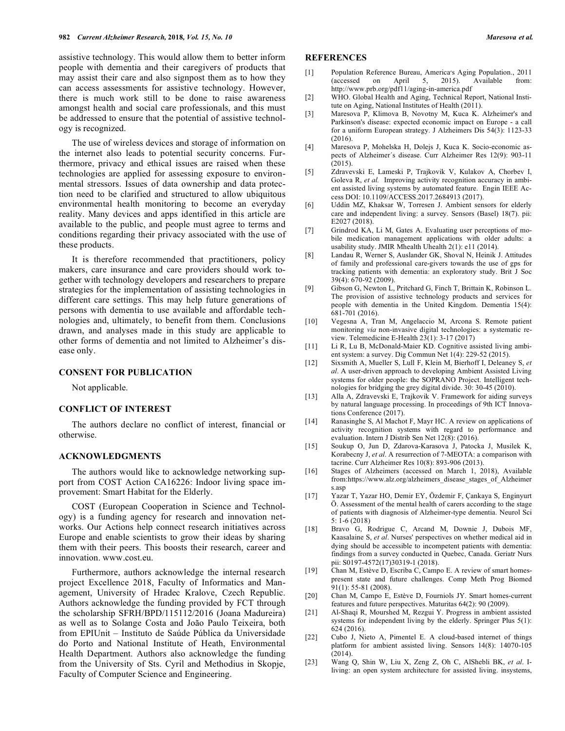assistive technology. This would allow them to better inform people with dementia and their caregivers of products that may assist their care and also signpost them as to how they can access assessments for assistive technology. However, there is much work still to be done to raise awareness amongst health and social care professionals, and this must be addressed to ensure that the potential of assistive technology is recognized.

The use of wireless devices and storage of information on the internet also leads to potential security concerns. Furthermore, privacy and ethical issues are raised when these technologies are applied for assessing exposure to environmental stressors. Issues of data ownership and data protection need to be clarified and structured to allow ubiquitous environmental health monitoring to become an everyday reality. Many devices and apps identified in this article are available to the public, and people must agree to terms and conditions regarding their privacy associated with the use of these products.

It is therefore recommended that practitioners, policy makers, care insurance and care providers should work together with technology developers and researchers to prepare strategies for the implementation of assisting technologies in different care settings. This may help future generations of persons with dementia to use available and affordable technologies and, ultimately, to benefit from them. Conclusions drawn, and analyses made in this study are applicable to other forms of dementia and not limited to Alzheimer's disease only.

## CONSENT FOR PUBLICATION

Not applicable.

## CONFLICT OF INTEREST

The authors declare no conflict of interest, financial or otherwise.

## ACKNOWLEDGMENTS

The authors would like to acknowledge networking support from COST Action CA16226: Indoor living space improvement: Smart Habitat for the Elderly.

COST (European Cooperation in Science and Technology) is a funding agency for research and innovation networks. Our Actions help connect research initiatives across Europe and enable scientists to grow their ideas by sharing them with their peers. This boosts their research, career and innovation. www.cost.eu.

Furthermore, authors acknowledge the internal research project Excellence 2018, Faculty of Informatics and Management, University of Hradec Kralove, Czech Republic. Authors acknowledge the funding provided by FCT through the scholarship SFRH/BPD/115112/2016 (Joana Madureira) as well as to Solange Costa and João Paulo Teixeira, both from EPIUnit – Instituto de Saúde Pública da Universidade do Porto and National Institute of Heath, Environmental Health Department. Authors also acknowledge the funding from the University of Sts. Cyril and Methodius in Skopje, Faculty of Computer Science and Engineering.

## REFERENCES

[1] Population Reference Bureau, America's Aging Population., 2011 (accessed on April 5, 2015). Available from: http://www.prb.org/pdf11/aging-in-america.pdf

[2] WHO. Global Health and Aging, Technical Report, National Institute on Aging, National Institutes of Health (2011).

[3] Maresova P, Klimova B, Novotny M, Kuca K. Alzheimer's and Parkinson's disease: expected economic impact on Europe - a call for a uniform European strategy. J Alzheimers Dis 54(3): 1123-33 (2016).

[4] Maresova P, Mohelska H, Dolejs J, Kuca K. Socio-economic aspects of Alzheimer´s disease. Curr Alzheimer Res 12(9): 903-11 (2015).

[5] Zdravevski E, Lameski P, Trajkovik V, Kulakov A, Chorbev I, Goleva R, *et al.* Improving activity recognition accuracy in ambient assisted living systems by automated feature. Engin IEEE Access DOI: 10.1109/ACCESS.2017.2684913 (2017).

[6] Uddin MZ, Khaksar W, Torresen J. Ambient sensors for elderly care and independent living: a survey. Sensors (Basel) 18(7). pii: E2027 (2018).

[7] Grindrod KA, Li M, Gates A. Evaluating user perceptions of mobile medication management applications with older adults: a usability study. JMIR Mhealth Uhealth 2(1): e11 (2014).

[8] Landau R, Werner S, Auslander GK, Shoval N, Heinik J. Attitudes of family and professional care-givers towards the use of gps for tracking patients with dementia: an exploratory study. Brit J Soc 39(4): 670-92 (2009).

[9] Gibson G, Newton L, Pritchard G, Finch T, Brittain K, Robinson L. The provision of assistive technology products and services for people with dementia in the United Kingdom. Dementia 15(4): 681-701 (2016).

[10] Vegesna A, Tran M, Angelaccio M, Arcona S. Remote patient monitoring *via* non-invasive digital technologies: a systematic review. Telemedicine E-Health 23(1): 3-17 (2017)

[11] Li R, Lu B, McDonald-Maier KD. Cognitive assisted living ambient system: a survey. Dig Commun Net 1(4): 229-52 (2015).

[12] Sixsmith A, Mueller S, Lull F, Klein M, Bierhoff I, Deleaney S, *et al*. A user-driven approach to developing Ambient Assisted Living systems for older people: the SOPRANO Project. Intelligent technologies for bridging the grey digital divide. 30: 30-45 (2010).

[13] Alla A, Zdravevski E, Trajkovik V. Framework for aiding surveys by natural language processing. In proceedings of 9th ICT Innovations Conference (2017).

[14] Ranasinghe S, Al Machot F, Mayr HC. A review on applications of activity recognition systems with regard to performance and evaluation. Intern J Distrib Sen Net 12(8): (2016).

[15] Soukup O, Jun D, Zdarova-Karasova J, Patocka J, Musilek K, Korabecny J, *et al*. A resurrection of 7-MEOTA: a comparison with tacrine. Curr Alzheimer Res 10(8): 893-906 (2013).

[16] Stages of Alzheimers (accessed on March 1, 2018), Available from:https://www.alz.org/alzheimers_disease_stages_of_Alzheimers.asp

[17] Yazar T, Yazar HO, Demir EY, Özdemir F, Çankaya S, Enginyurt Ö. Assessment of the mental health of carers according to the stage of patients with diagnosis of Alzheimer-type dementia. Neurol Sci 5: 1-6 (2018)

[18] Bravo G, Rodrigue C, Arcand M, Downie J, Dubois MF, Kaasalaine S, *et al*. Nurses' perspectives on whether medical aid in dying should be accessible to incompetent patients with dementia: findings from a survey conducted in Quebec, Canada. Geriatr Nurs pii: S0197-4572(17)30319-1 (2018).

[19] Chan M, Estève D, Escriba C, Campo E. A review of smart homes-present state and future challenges. Comp Meth Prog Biomed 91(1): 55-81 (2008).

[20] Chan M, Campo E, Estève D, Fourniols JY. Smart homes-current features and future perspectives. Maturitas 64(2): 90 (2009).

[21] Al-Shaqi R, Mourshed M, Rezgui Y. Progress in ambient assisted systems for independent living by the elderly. Springer Plus 5(1): 624 (2016).

[22] Cubo J, Nieto A, Pimentel E. A cloud-based internet of things platform for ambient assisted living. Sensors 14(8): 14070-105 (2014).

[23] Wang Q, Shin W, Liu X, Zeng Z, Oh C, AlShebli BK, *et al*. I-living: an open system architecture for assisted living. insystems,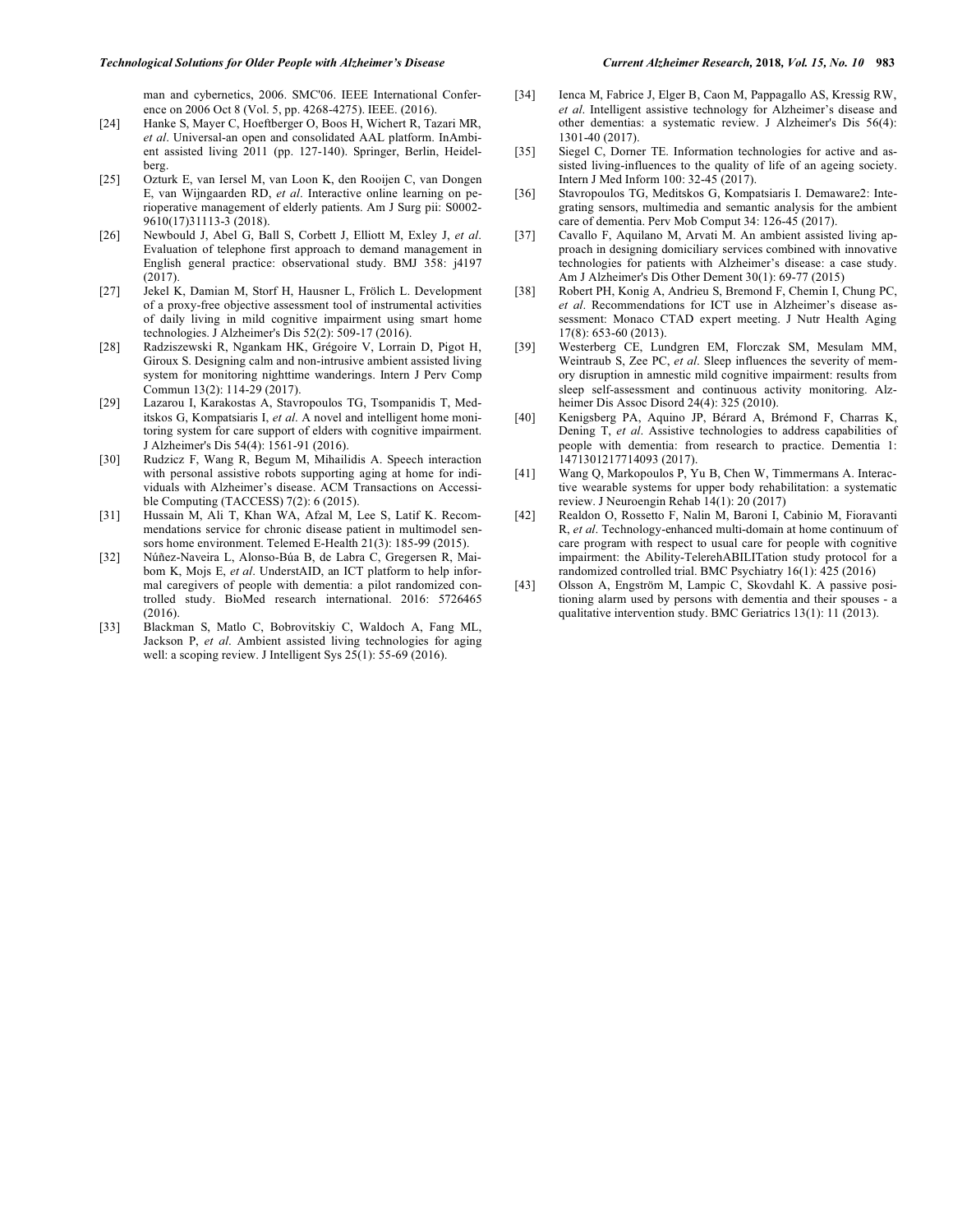man and cybernetics, 2006. SMC'06. IEEE International Conference on 2006 Oct 8 (Vol. 5, pp. 4268-4275). IEEE. (2016).

[24] Hanke S, Mayer C, Hoeftberger O, Boos H, Wichert R, Tazari MR, *et al*. Universal-an open and consolidated AAL platform. InAmbient assisted living 2011 (pp. 127-140). Springer, Berlin, Heidelberg.

[25] Ozturk E, van Iersel M, van Loon K, den Rooijen C, van Dongen E, van Wijngaarden RD, *et al*. Interactive online learning on perioperative management of elderly patients. Am J Surg pii: S0002-9610(17)31113-3 (2018).

[26] Newbould J, Abel G, Ball S, Corbett J, Elliott M, Exley J, *et al*. Evaluation of telephone first approach to demand management in English general practice: observational study. BMJ 358: j4197 (2017).

[27] Jekel K, Damian M, Storf H, Hausner L, Frölich L. Development of a proxy-free objective assessment tool of instrumental activities of daily living in mild cognitive impairment using smart home technologies. J Alzheimer's Dis 52(2): 509-17 (2016).

[28] Radziszewski R, Ngankam HK, Grégoire V, Lorrain D, Pigot H, Giroux S. Designing calm and non-intrusive ambient assisted living system for monitoring nighttime wanderings. Intern J Perv Comp Commun 13(2): 114-29 (2017).

[29] Lazarou I, Karakostas A, Stavropoulos TG, Tsompanidis T, Meditskos G, Kompatsiaris I, *et al*. A novel and intelligent home monitoring system for care support of elders with cognitive impairment. J Alzheimer's Dis 54(4): 1561-91 (2016).

[30] Rudzicz F, Wang R, Begum M, Mihailidis A. Speech interaction with personal assistive robots supporting aging at home for individuals with Alzheimer's disease. ACM Transactions on Accessible Computing (TACCESS) 7(2): 6 (2015).

[31] Hussain M, Ali T, Khan WA, Afzal M, Lee S, Latif K. Recommendations service for chronic disease patient in multimodel sensors home environment. Telemed E-Health 21(3): 185-99 (2015).

[32] Núñez-Naveira L, Alonso-Búa B, de Labra C, Gregersen R, Maibom K, Mojs E, *et al*. UnderstAID, an ICT platform to help informal caregivers of people with dementia: a pilot randomized controlled study. BioMed research international. 2016: 5726465 (2016).

[33] Blackman S, Matlo C, Bobrovitskiy C, Waldoch A, Fang ML, Jackson P, *et al*. Ambient assisted living technologies for aging well: a scoping review. J Intelligent Sys 25(1): 55-69 (2016).

[34] Ienca M, Fabrice J, Elger B, Caon M, Pappagallo AS, Kressig RW, *et al*. Intelligent assistive technology for Alzheimer's disease and other dementias: a systematic review. J Alzheimer's Dis 56(4): 1301-40 (2017).

[35] Siegel C, Dorner TE. Information technologies for active and assisted living-influences to the quality of life of an ageing society. Intern J Med Inform 100: 32-45 (2017).

[36] Stavropoulos TG, Meditskos G, Kompatsiaris I. Demaware2: Integrating sensors, multimedia and semantic analysis for the ambient care of dementia. Perv Mob Comput 34: 126-45 (2017).

[37] Cavallo F, Aquilano M, Arvati M. An ambient assisted living approach in designing domiciliary services combined with innovative technologies for patients with Alzheimer's disease: a case study. Am J Alzheimer's Dis Other Dement 30(1): 69-77 (2015)

[38] Robert PH, Konig A, Andrieu S, Bremond F, Chemin I, Chung PC, *et al*. Recommendations for ICT use in Alzheimer's disease assessment: Monaco CTAD expert meeting. J Nutr Health Aging 17(8): 653-60 (2013).

[39] Westerberg CE, Lundgren EM, Florczak SM, Mesulam MM, Weintraub S, Zee PC, *et al*. Sleep influences the severity of memory disruption in amnestic mild cognitive impairment: results from sleep self-assessment and continuous activity monitoring. Alzheimer Dis Assoc Disord 24(4): 325 (2010).

[40] Kenigsberg PA, Aquino JP, Bérard A, Brémond F, Charras K, Dening T, *et al*. Assistive technologies to address capabilities of people with dementia: from research to practice. Dementia 1: 1471301217714093 (2017).

[41] Wang Q, Markopoulos P, Yu B, Chen W, Timmermans A. Interactive wearable systems for upper body rehabilitation: a systematic review. J Neuroengin Rehab 14(1): 20 (2017)

[42] Realdon O, Rossetto F, Nalin M, Baroni I, Cabinio M, Fioravanti R, *et al*. Technology-enhanced multi-domain at home continuum of care program with respect to usual care for people with cognitive impairment: the Ability-TelerehABILITation study protocol for a randomized controlled trial. BMC Psychiatry 16(1): 425 (2016)

[43] Olsson A, Engström M, Lampic C, Skovdahl K. A passive positioning alarm used by persons with dementia and their spouses - a qualitative intervention study. BMC Geriatrics 13(1): 11 (2013).